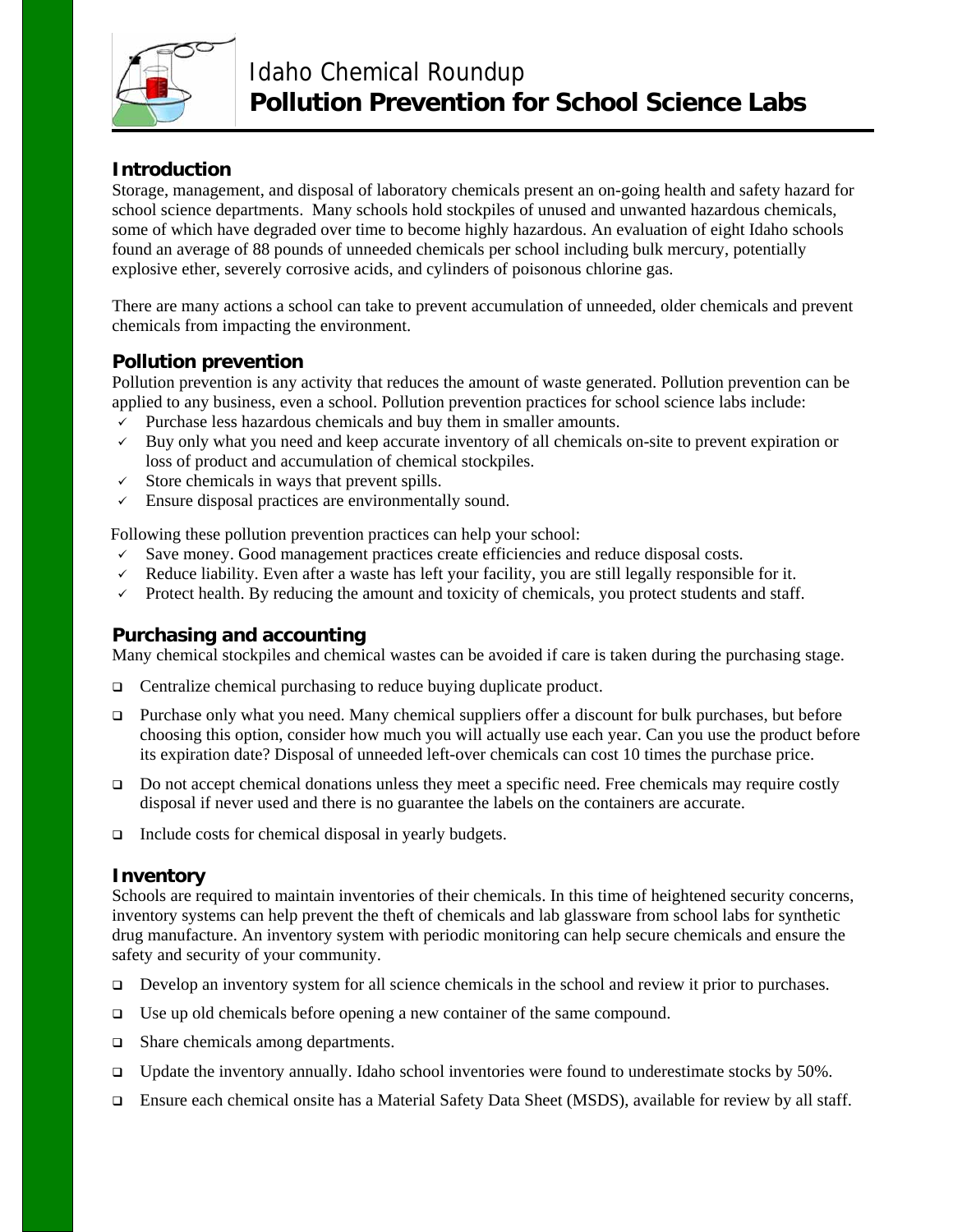# Idaho Chemical Roundup
# **Pollution Prevention for School Science Labs**

## Introduction

Storage, management, and disposal of laboratory chemicals present an on-going health and safety hazard for school science departments. Many schools hold stockpiles of unused and unwanted hazardous chemicals, some of which have degraded over time to become highly hazardous. An evaluation of eight Idaho schools found an average of 88 pounds of unneeded chemicals per school including bulk mercury, potentially explosive ether, severely corrosive acids, and cylinders of poisonous chlorine gas.

There are many actions a school can take to prevent accumulation of unneeded, older chemicals and prevent chemicals from impacting the environment.

## Pollution prevention

Pollution prevention is any activity that reduces the amount of waste generated. Pollution prevention can be applied to any business, even a school. Pollution prevention practices for school science labs include:

- ✓ Purchase less hazardous chemicals and buy them in smaller amounts.
- ✓ Buy only what you need and keep accurate inventory of all chemicals on-site to prevent expiration or loss of product and accumulation of chemical stockpiles.
- ✓ Store chemicals in ways that prevent spills.
- ✓ Ensure disposal practices are environmentally sound.

Following these pollution prevention practices can help your school:

- ✓ Save money. Good management practices create efficiencies and reduce disposal costs.
- ✓ Reduce liability. Even after a waste has left your facility, you are still legally responsible for it.
- ✓ Protect health. By reducing the amount and toxicity of chemicals, you protect students and staff.

## Purchasing and accounting

Many chemical stockpiles and chemical wastes can be avoided if care is taken during the purchasing stage.

- ❑ Centralize chemical purchasing to reduce buying duplicate product.
- ❑ Purchase only what you need. Many chemical suppliers offer a discount for bulk purchases, but before choosing this option, consider how much you will actually use each year. Can you use the product before its expiration date? Disposal of unneeded left-over chemicals can cost 10 times the purchase price.
- ❑ Do not accept chemical donations unless they meet a specific need. Free chemicals may require costly disposal if never used and there is no guarantee the labels on the containers are accurate.
- ❑ Include costs for chemical disposal in yearly budgets.

## Inventory

Schools are required to maintain inventories of their chemicals. In this time of heightened security concerns, inventory systems can help prevent the theft of chemicals and lab glassware from school labs for synthetic drug manufacture. An inventory system with periodic monitoring can help secure chemicals and ensure the safety and security of your community.

- ❑ Develop an inventory system for all science chemicals in the school and review it prior to purchases.
- ❑ Use up old chemicals before opening a new container of the same compound.
- ❑ Share chemicals among departments.
- ❑ Update the inventory annually. Idaho school inventories were found to underestimate stocks by 50%.
- ❑ Ensure each chemical onsite has a Material Safety Data Sheet (MSDS), available for review by all staff.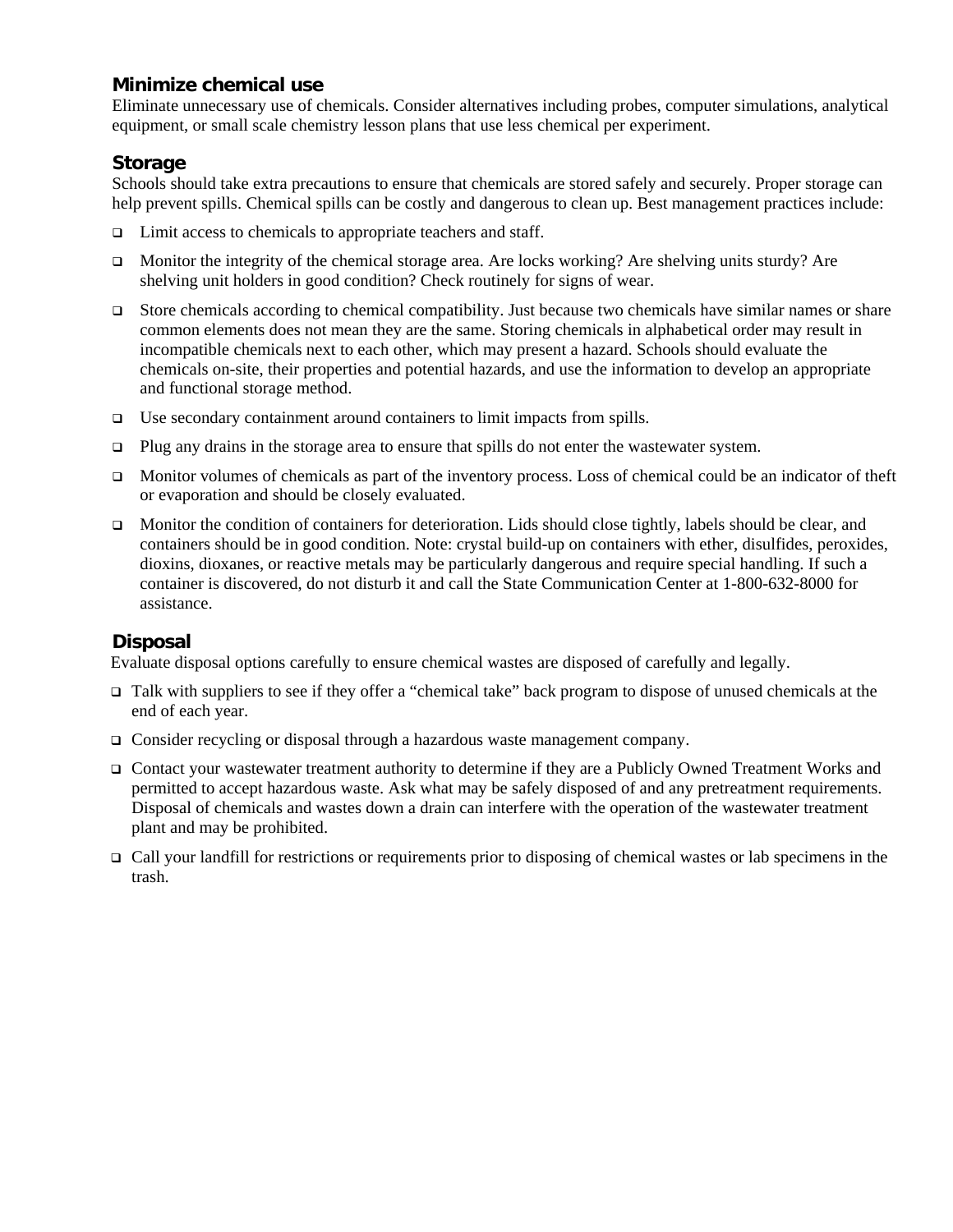## Minimize chemical use

Eliminate unnecessary use of chemicals. Consider alternatives including probes, computer simulations, analytical equipment, or small scale chemistry lesson plans that use less chemical per experiment.

## Storage

Schools should take extra precautions to ensure that chemicals are stored safely and securely. Proper storage can help prevent spills. Chemical spills can be costly and dangerous to clean up. Best management practices include:

- Limit access to chemicals to appropriate teachers and staff.
- Monitor the integrity of the chemical storage area. Are locks working? Are shelving units sturdy? Are shelving unit holders in good condition? Check routinely for signs of wear.
- Store chemicals according to chemical compatibility. Just because two chemicals have similar names or share common elements does not mean they are the same. Storing chemicals in alphabetical order may result in incompatible chemicals next to each other, which may present a hazard. Schools should evaluate the chemicals on-site, their properties and potential hazards, and use the information to develop an appropriate and functional storage method.
- Use secondary containment around containers to limit impacts from spills.
- Plug any drains in the storage area to ensure that spills do not enter the wastewater system.
- Monitor volumes of chemicals as part of the inventory process. Loss of chemical could be an indicator of theft or evaporation and should be closely evaluated.
- Monitor the condition of containers for deterioration. Lids should close tightly, labels should be clear, and containers should be in good condition. Note: crystal build-up on containers with ether, disulfides, peroxides, dioxins, dioxanes, or reactive metals may be particularly dangerous and require special handling. If such a container is discovered, do not disturb it and call the State Communication Center at 1-800-632-8000 for assistance.

## Disposal

Evaluate disposal options carefully to ensure chemical wastes are disposed of carefully and legally.

- Talk with suppliers to see if they offer a "chemical take" back program to dispose of unused chemicals at the end of each year.
- Consider recycling or disposal through a hazardous waste management company.
- Contact your wastewater treatment authority to determine if they are a Publicly Owned Treatment Works and permitted to accept hazardous waste. Ask what may be safely disposed of and any pretreatment requirements. Disposal of chemicals and wastes down a drain can interfere with the operation of the wastewater treatment plant and may be prohibited.
- Call your landfill for restrictions or requirements prior to disposing of chemical wastes or lab specimens in the trash.